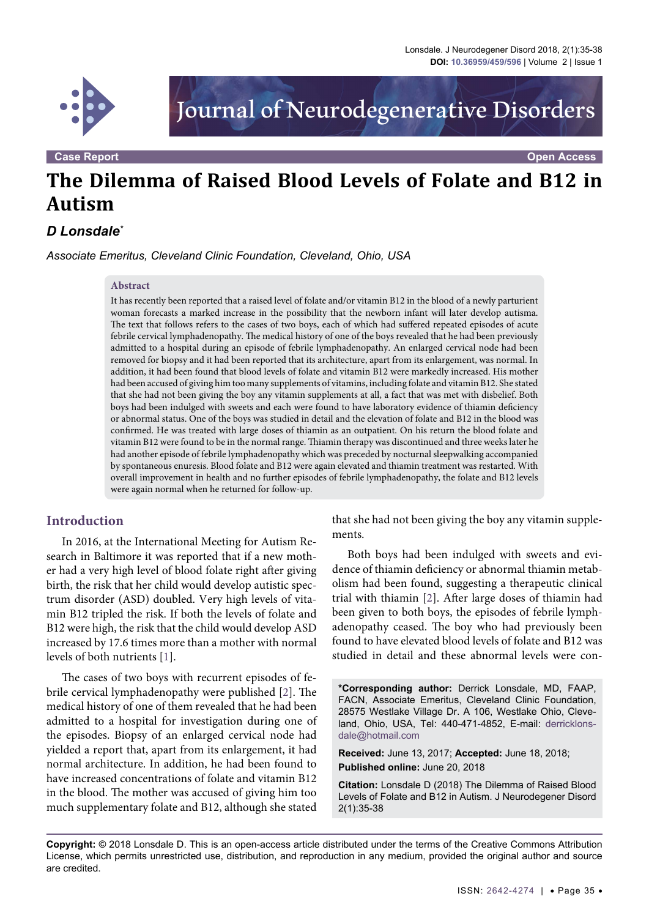Case Report

Open Access

# The Dilemma of Raised Blood Levels of Folate and B12 in Autism

***D Lonsdale****

*Associate Emeritus, Cleveland Clinic Foundation, Cleveland, Ohio, USA*

## Abstract

It has recently been reported that a raised level of folate and/or vitamin B12 in the blood of a newly parturient woman forecasts a marked increase in the possibility that the newborn infant will later develop autisma. The text that follows refers to the cases of two boys, each of which had suffered repeated episodes of acute febrile cervical lymphadenopathy. The medical history of one of the boys revealed that he had been previously admitted to a hospital during an episode of febrile lymphadenopathy. An enlarged cervical node had been removed for biopsy and it had been reported that its architecture, apart from its enlargement, was normal. In addition, it had been found that blood levels of folate and vitamin B12 were markedly increased. His mother had been accused of giving him too many supplements of vitamins, including folate and vitamin B12. She stated that she had not been giving the boy any vitamin supplements at all, a fact that was met with disbelief. Both boys had been indulged with sweets and each were found to have laboratory evidence of thiamin deficiency or abnormal status. One of the boys was studied in detail and the elevation of folate and B12 in the blood was confirmed. He was treated with large doses of thiamin as an outpatient. On his return the blood folate and vitamin B12 were found to be in the normal range. Thiamin therapy was discontinued and three weeks later he had another episode of febrile lymphadenopathy which was preceded by nocturnal sleepwalking accompanied by spontaneous enuresis. Blood folate and B12 were again elevated and thiamin treatment was restarted. With overall improvement in health and no further episodes of febrile lymphadenopathy, the folate and B12 levels were again normal when he returned for follow-up.

## Introduction

In 2016, at the International Meeting for Autism Research in Baltimore it was reported that if a new mother had a very high level of blood folate right after giving birth, the risk that her child would develop autistic spectrum disorder (ASD) doubled. Very high levels of vitamin B12 tripled the risk. If both the levels of folate and B12 were high, the risk that the child would develop ASD increased by 17.6 times more than a mother with normal levels of both nutrients [1].

The cases of two boys with recurrent episodes of febrile cervical lymphadenopathy were published [2]. The medical history of one of them revealed that he had been admitted to a hospital for investigation during one of the episodes. Biopsy of an enlarged cervical node had yielded a report that, apart from its enlargement, it had normal architecture. In addition, he had been found to have increased concentrations of folate and vitamin B12 in the blood. The mother was accused of giving him too much supplementary folate and B12, although she stated that she had not been giving the boy any vitamin supplements.

Both boys had been indulged with sweets and evidence of thiamin deficiency or abnormal thiamin metabolism had been found, suggesting a therapeutic clinical trial with thiamin [2]. After large doses of thiamin had been given to both boys, the episodes of febrile lymphadenopathy ceased. The boy who had previously been found to have elevated blood levels of folate and B12 was studied in detail and these abnormal levels were con-

**\*Corresponding author:** Derrick Lonsdale, MD, FAAP, FACN, Associate Emeritus, Cleveland Clinic Foundation, 28575 Westlake Village Dr. A 106, Westlake Ohio, Cleveland, Ohio, USA, Tel: 440-471-4852, E-mail: derricklonsdale@hotmail.com

**Received:** June 13, 2017; **Accepted:** June 18, 2018; **Published online:** June 20, 2018

**Citation:** Lonsdale D (2018) The Dilemma of Raised Blood Levels of Folate and B12 in Autism. J Neurodegener Disord 2(1):35-38

**Copyright:** © 2018 Lonsdale D. This is an open-access article distributed under the terms of the Creative Commons Attribution License, which permits unrestricted use, distribution, and reproduction in any medium, provided the original author and source are credited.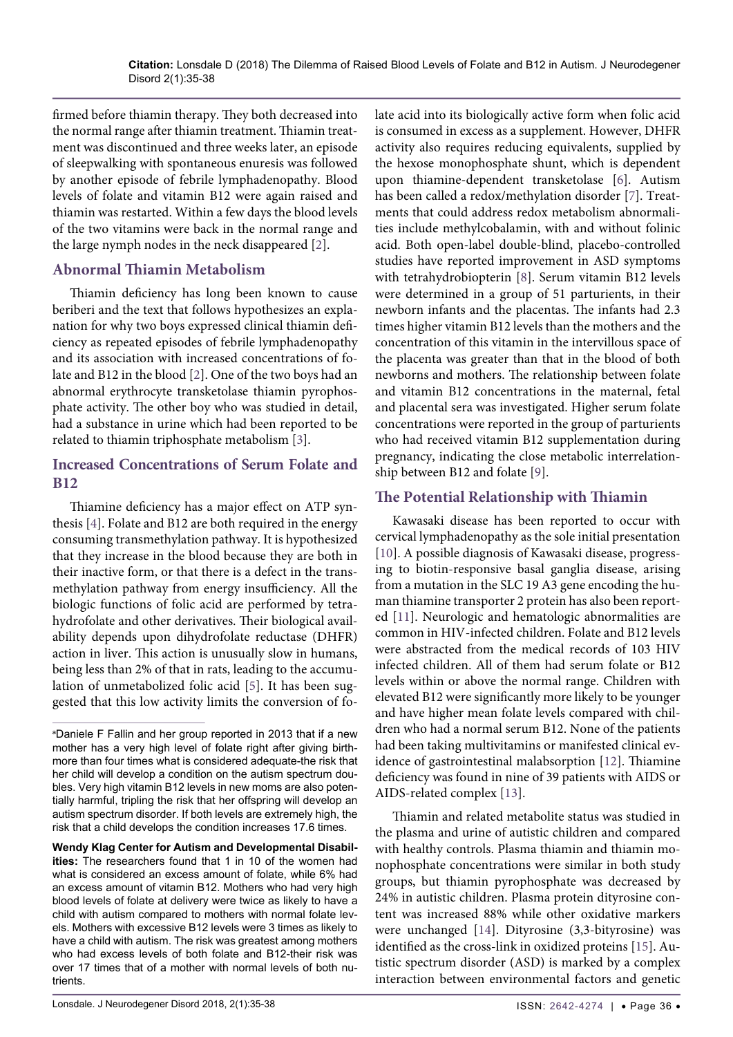firmed before thiamin therapy. They both decreased into the normal range after thiamin treatment. Thiamin treatment was discontinued and three weeks later, an episode of sleepwalking with spontaneous enuresis was followed by another episode of febrile lymphadenopathy. Blood levels of folate and vitamin B12 were again raised and thiamin was restarted. Within a few days the blood levels of the two vitamins were back in the normal range and the large nymph nodes in the neck disappeared [2].

## Abnormal Thiamin Metabolism

Thiamin deficiency has long been known to cause beriberi and the text that follows hypothesizes an explanation for why two boys expressed clinical thiamin deficiency as repeated episodes of febrile lymphadenopathy and its association with increased concentrations of folate and B12 in the blood [2]. One of the two boys had an abnormal erythrocyte transketolase thiamin pyrophosphate activity. The other boy who was studied in detail, had a substance in urine which had been reported to be related to thiamin triphosphate metabolism [3].

## Increased Concentrations of Serum Folate and B12

Thiamine deficiency has a major effect on ATP synthesis [4]. Folate and B12 are both required in the energy consuming transmethylation pathway. It is hypothesized that they increase in the blood because they are both in their inactive form, or that there is a defect in the transmethylation pathway from energy insufficiency. All the biologic functions of folic acid are performed by tetrahydrofolate and other derivatives. Their biological availability depends upon dihydrofolate reductase (DHFR) action in liver. This action is unusually slow in humans, being less than 2% of that in rats, leading to the accumulation of unmetabolized folic acid [5]. It has been suggested that this low activity limits the conversion of folate acid into its biologically active form when folic acid is consumed in excess as a supplement. However, DHFR activity also requires reducing equivalents, supplied by the hexose monophosphate shunt, which is dependent upon thiamine-dependent transketolase [6]. Autism has been called a redox/methylation disorder [7]. Treatments that could address redox metabolism abnormalities include methylcobalamin, with and without folinic acid. Both open-label double-blind, placebo-controlled studies have reported improvement in ASD symptoms with tetrahydrobiopterin [8]. Serum vitamin B12 levels were determined in a group of 51 parturients, in their newborn infants and the placentas. The infants had 2.3 times higher vitamin B12 levels than the mothers and the concentration of this vitamin in the intervillous space of the placenta was greater than that in the blood of both newborns and mothers. The relationship between folate and vitamin B12 concentrations in the maternal, fetal and placental sera was investigated. Higher serum folate concentrations were reported in the group of parturients who had received vitamin B12 supplementation during pregnancy, indicating the close metabolic interrelationship between B12 and folate [9].

## The Potential Relationship with Thiamin

Kawasaki disease has been reported to occur with cervical lymphadenopathy as the sole initial presentation [10]. A possible diagnosis of Kawasaki disease, progressing to biotin-responsive basal ganglia disease, arising from a mutation in the SLC 19 A3 gene encoding the human thiamine transporter 2 protein has also been reported [11]. Neurologic and hematologic abnormalities are common in HIV-infected children. Folate and B12 levels were abstracted from the medical records of 103 HIV infected children. All of them had serum folate or B12 levels within or above the normal range. Children with elevated B12 were significantly more likely to be younger and have higher mean folate levels compared with children who had a normal serum B12. None of the patients had been taking multivitamins or manifested clinical evidence of gastrointestinal malabsorption [12]. Thiamine deficiency was found in nine of 39 patients with AIDS or AIDS-related complex [13].

Thiamin and related metabolite status was studied in the plasma and urine of autistic children and compared with healthy controls. Plasma thiamin and thiamin monophosphate concentrations were similar in both study groups, but thiamin pyrophosphate was decreased by 24% in autistic children. Plasma protein dityrosine content was increased 88% while other oxidative markers were unchanged [14]. Dityrosine (3,3-bityrosine) was identified as the cross-link in oxidized proteins [15]. Autistic spectrum disorder (ASD) is marked by a complex interaction between environmental factors and genetic

---

[a]Daniele F Fallin and her group reported in 2013 that if a new mother has a very high level of folate right after giving birth-more than four times what is considered adequate-the risk that her child will develop a condition on the autism spectrum doubles. Very high vitamin B12 levels in new moms are also potentially harmful, tripling the risk that her offspring will develop an autism spectrum disorder. If both levels are extremely high, the risk that a child develops the condition increases 17.6 times.

**Wendy Klag Center for Autism and Developmental Disabilities:** The researchers found that 1 in 10 of the women had what is considered an excess amount of folate, while 6% had an excess amount of vitamin B12. Mothers who had very high blood levels of folate at delivery were twice as likely to have a child with autism compared to mothers with normal folate levels. Mothers with excessive B12 levels were 3 times as likely to have a child with autism. The risk was greatest among mothers who had excess levels of both folate and B12-their risk was over 17 times that of a mother with normal levels of both nutrients.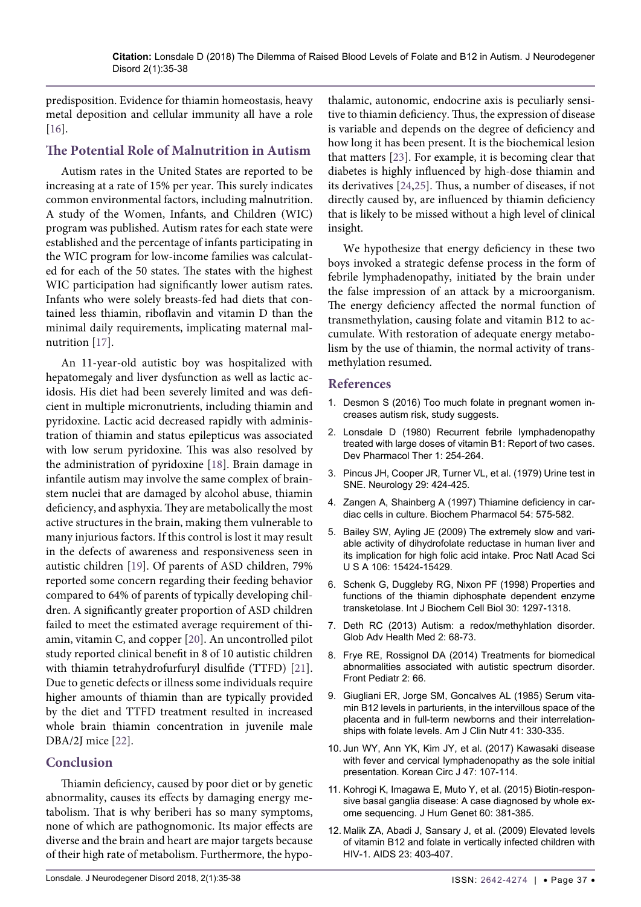predisposition. Evidence for thiamin homeostasis, heavy metal deposition and cellular immunity all have a role [16].

## The Potential Role of Malnutrition in Autism

Autism rates in the United States are reported to be increasing at a rate of 15% per year. This surely indicates common environmental factors, including malnutrition. A study of the Women, Infants, and Children (WIC) program was published. Autism rates for each state were established and the percentage of infants participating in the WIC program for low-income families was calculated for each of the 50 states. The states with the highest WIC participation had significantly lower autism rates. Infants who were solely breasts-fed had diets that contained less thiamin, riboflavin and vitamin D than the minimal daily requirements, implicating maternal malnutrition [17].

An 11-year-old autistic boy was hospitalized with hepatomegaly and liver dysfunction as well as lactic acidosis. His diet had been severely limited and was deficient in multiple micronutrients, including thiamin and pyridoxine. Lactic acid decreased rapidly with administration of thiamin and status epilepticus was associated with low serum pyridoxine. This was also resolved by the administration of pyridoxine [18]. Brain damage in infantile autism may involve the same complex of brainstem nuclei that are damaged by alcohol abuse, thiamin deficiency, and asphyxia. They are metabolically the most active structures in the brain, making them vulnerable to many injurious factors. If this control is lost it may result in the defects of awareness and responsiveness seen in autistic children [19]. Of parents of ASD children, 79% reported some concern regarding their feeding behavior compared to 64% of parents of typically developing children. A significantly greater proportion of ASD children failed to meet the estimated average requirement of thiamin, vitamin C, and copper [20]. An uncontrolled pilot study reported clinical benefit in 8 of 10 autistic children with thiamin tetrahydrofurfuryl disulfide (TTFD) [21]. Due to genetic defects or illness some individuals require higher amounts of thiamin than are typically provided by the diet and TTFD treatment resulted in increased whole brain thiamin concentration in juvenile male DBA/2J mice [22].

## Conclusion

Thiamin deficiency, caused by poor diet or by genetic abnormality, causes its effects by damaging energy metabolism. That is why beriberi has so many symptoms, none of which are pathognomonic. Its major effects are diverse and the brain and heart are major targets because of their high rate of metabolism. Furthermore, the hypothalamic, autonomic, endocrine axis is peculiarly sensitive to thiamin deficiency. Thus, the expression of disease is variable and depends on the degree of deficiency and how long it has been present. It is the biochemical lesion that matters [23]. For example, it is becoming clear that diabetes is highly influenced by high-dose thiamin and its derivatives [24,25]. Thus, a number of diseases, if not directly caused by, are influenced by thiamin deficiency that is likely to be missed without a high level of clinical insight.

We hypothesize that energy deficiency in these two boys invoked a strategic defense process in the form of febrile lymphadenopathy, initiated by the brain under the false impression of an attack by a microorganism. The energy deficiency affected the normal function of transmethylation, causing folate and vitamin B12 to accumulate. With restoration of adequate energy metabolism by the use of thiamin, the normal activity of transmethylation resumed.

## References

1. Desmon S (2016) Too much folate in pregnant women increases autism risk, study suggests.
2. Lonsdale D (1980) Recurrent febrile lymphadenopathy treated with large doses of vitamin B1: Report of two cases. Dev Pharmacol Ther 1: 254-264.
3. Pincus JH, Cooper JR, Turner VL, et al. (1979) Urine test in SNE. Neurology 29: 424-425.
4. Zangen A, Shainberg A (1997) Thiamine deficiency in cardiac cells in culture. Biochem Pharmacol 54: 575-582.
5. Bailey SW, Ayling JE (2009) The extremely slow and variable activity of dihydrofolate reductase in human liver and its implication for high folic acid intake. Proc Natl Acad Sci U S A 106: 15424-15429.
6. Schenk G, Duggleby RG, Nixon PF (1998) Properties and functions of the thiamin diphosphate dependent enzyme transketolase. Int J Biochem Cell Biol 30: 1297-1318.
7. Deth RC (2013) Autism: a redox/methylation disorder. Glob Adv Health Med 2: 68-73.
8. Frye RE, Rossignol DA (2014) Treatments for biomedical abnormalities associated with autistic spectrum disorder. Front Pediatr 2: 66.
9. Giugliani ER, Jorge SM, Goncalves AL (1985) Serum vitamin B12 levels in parturients, in the intervillous space of the placenta and in full-term newborns and their interrelationships with folate levels. Am J Clin Nutr 41: 330-335.
10. Jun WY, Ann YK, Kim JY, et al. (2017) Kawasaki disease with fever and cervical lymphadenopathy as the sole initial presentation. Korean Circ J 47: 107-114.
11. Kohrogi K, Imagawa E, Muto Y, et al. (2015) Biotin-responsive basal ganglia disease: A case diagnosed by whole exome sequencing. J Hum Genet 60: 381-385.
12. Malik ZA, Abadi J, Sansary J, et al. (2009) Elevated levels of vitamin B12 and folate in vertically infected children with HIV-1. AIDS 23: 403-407.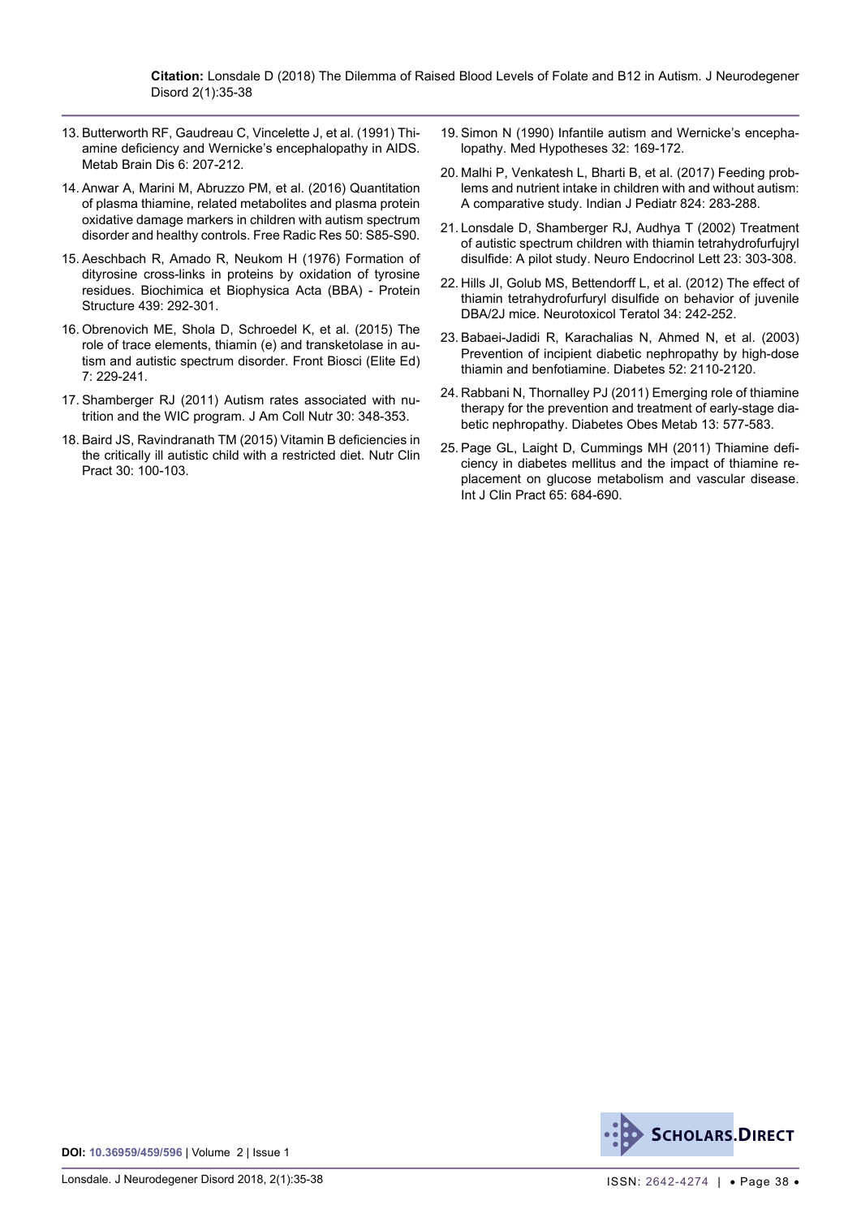13. Butterworth RF, Gaudreau C, Vincelette J, et al. (1991) Thiamine deficiency and Wernicke's encephalopathy in AIDS. Metab Brain Dis 6: 207-212.
14. Anwar A, Marini M, Abruzzo PM, et al. (2016) Quantitation of plasma thiamine, related metabolites and plasma protein oxidative damage markers in children with autism spectrum disorder and healthy controls. Free Radic Res 50: S85-S90.
15. Aeschbach R, Amado R, Neukom H (1976) Formation of dityrosine cross-links in proteins by oxidation of tyrosine residues. Biochimica et Biophysica Acta (BBA) - Protein Structure 439: 292-301.
16. Obrenovich ME, Shola D, Schroedel K, et al. (2015) The role of trace elements, thiamin (e) and transketolase in autism and autistic spectrum disorder. Front Biosci (Elite Ed) 7: 229-241.
17. Shamberger RJ (2011) Autism rates associated with nutrition and the WIC program. J Am Coll Nutr 30: 348-353.
18. Baird JS, Ravindranath TM (2015) Vitamin B deficiencies in the critically ill autistic child with a restricted diet. Nutr Clin Pract 30: 100-103.
19. Simon N (1990) Infantile autism and Wernicke's encephalopathy. Med Hypotheses 32: 169-172.
20. Malhi P, Venkatesh L, Bharti B, et al. (2017) Feeding problems and nutrient intake in children with and without autism: A comparative study. Indian J Pediatr 824: 283-288.
21. Lonsdale D, Shamberger RJ, Audhya T (2002) Treatment of autistic spectrum children with thiamin tetrahydrofurfujryl disulfide: A pilot study. Neuro Endocrinol Lett 23: 303-308.
22. Hills JI, Golub MS, Bettendorff L, et al. (2012) The effect of thiamin tetrahydrofurfuryl disulfide on behavior of juvenile DBA/2J mice. Neurotoxicol Teratol 34: 242-252.
23. Babaei-Jadidi R, Karachalias N, Ahmed N, et al. (2003) Prevention of incipient diabetic nephropathy by high-dose thiamin and benfotiamine. Diabetes 52: 2110-2120.
24. Rabbani N, Thornalley PJ (2011) Emerging role of thiamine therapy for the prevention and treatment of early-stage diabetic nephropathy. Diabetes Obes Metab 13: 577-583.
25. Page GL, Laight D, Cummings MH (2011) Thiamine deficiency in diabetes mellitus and the impact of thiamine replacement on glucose metabolism and vascular disease. Int J Clin Pract 65: 684-690.